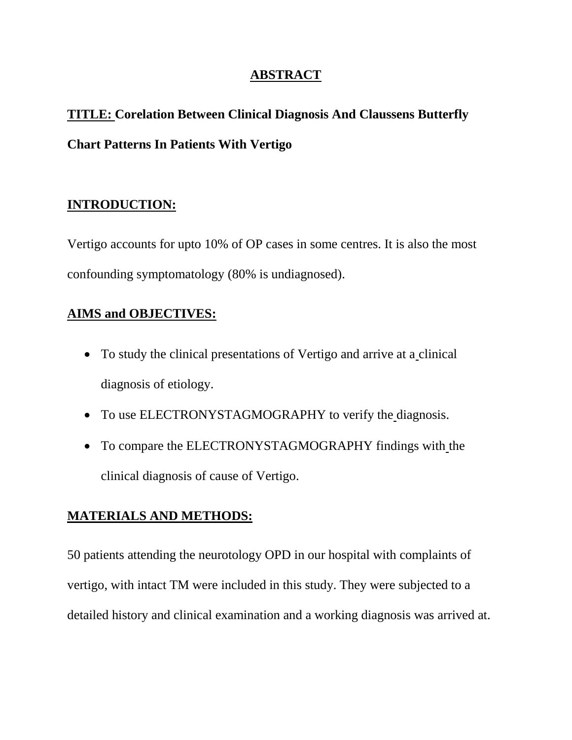# ABSTRACT

**TITLE: Corelation Between Clinical Diagnosis And Claussens Butterfly Chart Patterns In Patients With Vertigo**

## INTRODUCTION:

Vertigo accounts for upto 10% of OP cases in some centres. It is also the most confounding symptomatology (80% is undiagnosed).

## AIMS and OBJECTIVES:

- To study the clinical presentations of Vertigo and arrive at a clinical diagnosis of etiology.
- To use ELECTRONYSTAGMOGRAPHY to verify the diagnosis.
- To compare the ELECTRONYSTAGMOGRAPHY findings with the clinical diagnosis of cause of Vertigo.

## MATERIALS AND METHODS:

50 patients attending the neurotology OPD in our hospital with complaints of vertigo, with intact TM were included in this study. They were subjected to a detailed history and clinical examination and a working diagnosis was arrived at.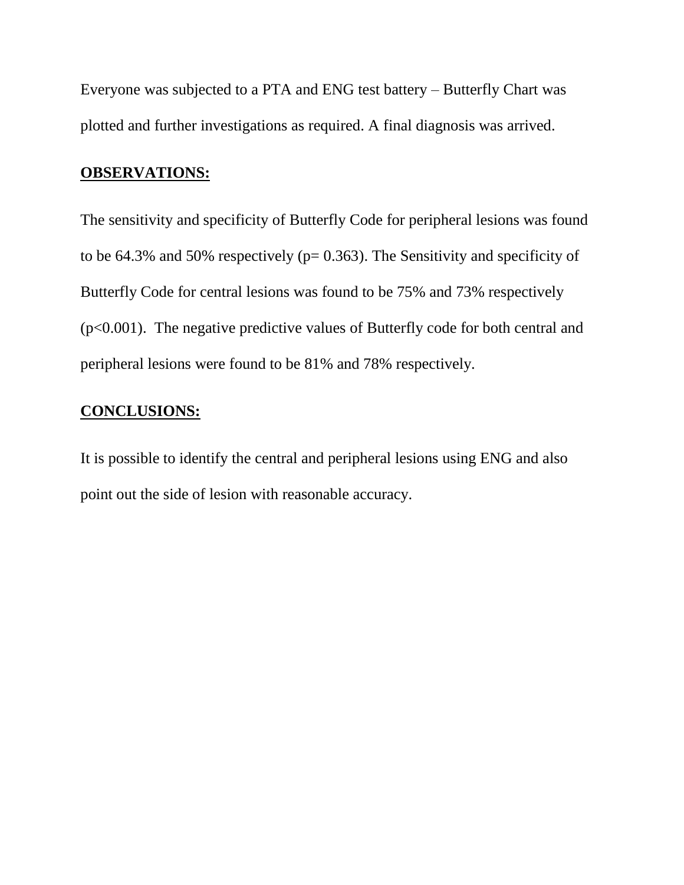Everyone was subjected to a PTA and ENG test battery – Butterfly Chart was plotted and further investigations as required. A final diagnosis was arrived.

## **OBSERVATIONS:**

The sensitivity and specificity of Butterfly Code for peripheral lesions was found to be 64.3% and 50% respectively ($p = 0.363$). The Sensitivity and specificity of Butterfly Code for central lesions was found to be 75% and 73% respectively ($p<0.001$). The negative predictive values of Butterfly code for both central and peripheral lesions were found to be 81% and 78% respectively.

## **CONCLUSIONS:**

It is possible to identify the central and peripheral lesions using ENG and also point out the side of lesion with reasonable accuracy.